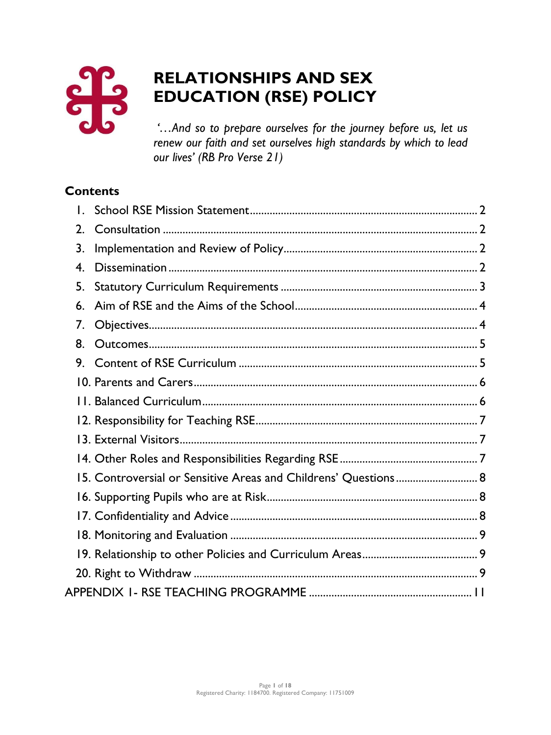# RELATIONSHIPS AND SEX EDUCATION (RSE) POLICY

*'…And so to prepare ourselves for the journey before us, let us renew our faith and set ourselves high standards by which to lead our lives' (RB Pro Verse 21)*

## Contents

1. School RSE Mission Statement .......... 2
2. Consultation .......... 2
3. Implementation and Review of Policy .......... 2
4. Dissemination .......... 2
5. Statutory Curriculum Requirements .......... 3
6. Aim of RSE and the Aims of the School .......... 4
7. Objectives .......... 4
8. Outcomes .......... 5
9. Content of RSE Curriculum .......... 5
10. Parents and Carers .......... 6
11. Balanced Curriculum .......... 6
12. Responsibility for Teaching RSE .......... 7
13. External Visitors .......... 7
14. Other Roles and Responsibilities Regarding RSE .......... 7
15. Controversial or Sensitive Areas and Childrens' Questions .......... 8
16. Supporting Pupils who are at Risk .......... 8
17. Confidentiality and Advice .......... 8
18. Monitoring and Evaluation .......... 9
19. Relationship to other Policies and Curriculum Areas .......... 9
20. Right to Withdraw .......... 9

APPENDIX 1- RSE TEACHING PROGRAMME .......... 11

Registered Charity: 1184700. Registered Company: 11751009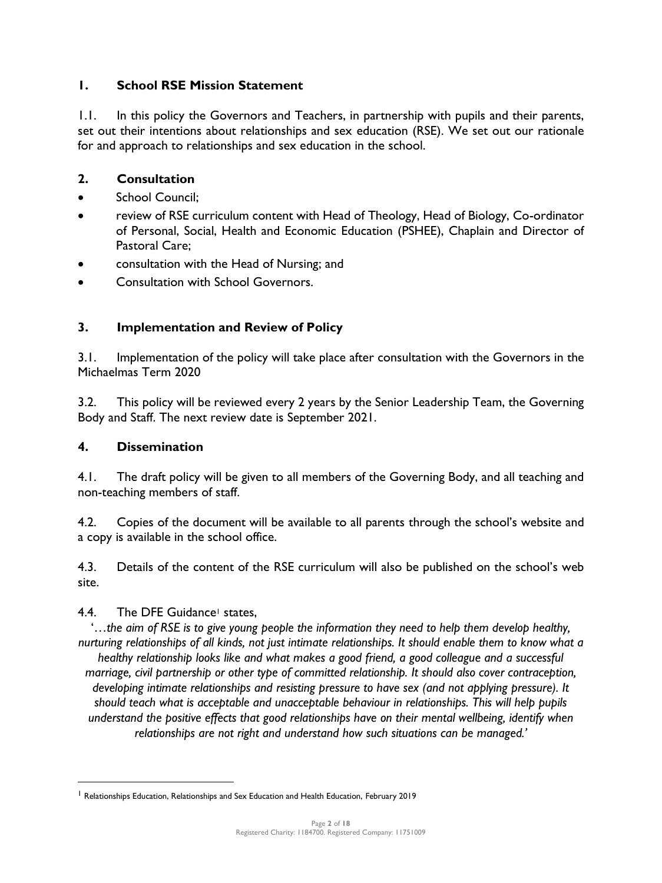## 1. School RSE Mission Statement

1.1. In this policy the Governors and Teachers, in partnership with pupils and their parents, set out their intentions about relationships and sex education (RSE). We set out our rationale for and approach to relationships and sex education in the school.

## 2. Consultation

- School Council;
- review of RSE curriculum content with Head of Theology, Head of Biology, Co-ordinator of Personal, Social, Health and Economic Education (PSHEE), Chaplain and Director of Pastoral Care;
- consultation with the Head of Nursing; and
- Consultation with School Governors.

## 3. Implementation and Review of Policy

3.1. Implementation of the policy will take place after consultation with the Governors in the Michaelmas Term 2020

3.2. This policy will be reviewed every 2 years by the Senior Leadership Team, the Governing Body and Staff. The next review date is September 2021.

## 4. Dissemination

4.1. The draft policy will be given to all members of the Governing Body, and all teaching and non-teaching members of staff.

4.2. Copies of the document will be available to all parents through the school's website and a copy is available in the school office.

4.3. Details of the content of the RSE curriculum will also be published on the school's web site.

4.4. The DFE Guidance[1] states,

*'…the aim of RSE is to give young people the information they need to help them develop healthy, nurturing relationships of all kinds, not just intimate relationships. It should enable them to know what a healthy relationship looks like and what makes a good friend, a good colleague and a successful marriage, civil partnership or other type of committed relationship. It should also cover contraception, developing intimate relationships and resisting pressure to have sex (and not applying pressure). It should teach what is acceptable and unacceptable behaviour in relationships. This will help pupils understand the positive effects that good relationships have on their mental wellbeing, identify when relationships are not right and understand how such situations can be managed.'*

---

[1] Relationships Education, Relationships and Sex Education and Health Education, February 2019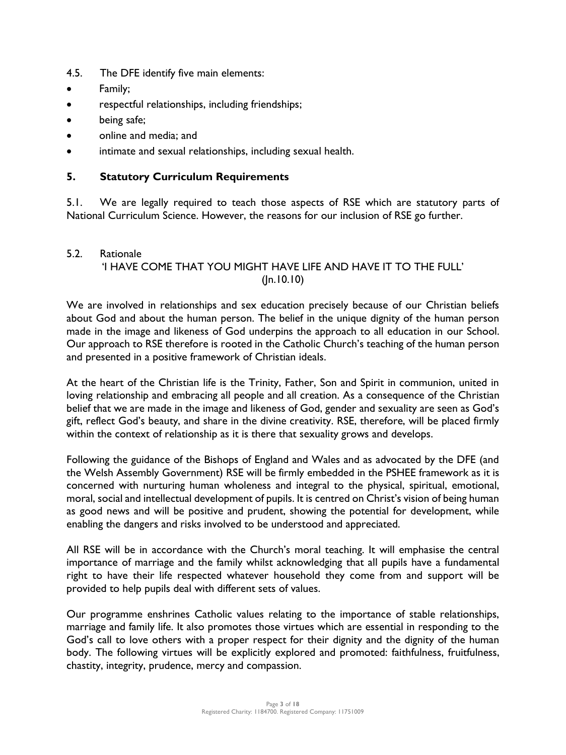4.5. The DFE identify five main elements:

- Family;
- respectful relationships, including friendships;
- being safe;
- online and media; and
- intimate and sexual relationships, including sexual health.

## 5. Statutory Curriculum Requirements

5.1. We are legally required to teach those aspects of RSE which are statutory parts of National Curriculum Science. However, the reasons for our inclusion of RSE go further.

5.2. Rationale

'I HAVE COME THAT YOU MIGHT HAVE LIFE AND HAVE IT TO THE FULL' (Jn.10.10)

We are involved in relationships and sex education precisely because of our Christian beliefs about God and about the human person. The belief in the unique dignity of the human person made in the image and likeness of God underpins the approach to all education in our School. Our approach to RSE therefore is rooted in the Catholic Church's teaching of the human person and presented in a positive framework of Christian ideals.

At the heart of the Christian life is the Trinity, Father, Son and Spirit in communion, united in loving relationship and embracing all people and all creation. As a consequence of the Christian belief that we are made in the image and likeness of God, gender and sexuality are seen as God's gift, reflect God's beauty, and share in the divine creativity. RSE, therefore, will be placed firmly within the context of relationship as it is there that sexuality grows and develops.

Following the guidance of the Bishops of England and Wales and as advocated by the DFE (and the Welsh Assembly Government) RSE will be firmly embedded in the PSHEE framework as it is concerned with nurturing human wholeness and integral to the physical, spiritual, emotional, moral, social and intellectual development of pupils. It is centred on Christ's vision of being human as good news and will be positive and prudent, showing the potential for development, while enabling the dangers and risks involved to be understood and appreciated.

All RSE will be in accordance with the Church's moral teaching. It will emphasise the central importance of marriage and the family whilst acknowledging that all pupils have a fundamental right to have their life respected whatever household they come from and support will be provided to help pupils deal with different sets of values.

Our programme enshrines Catholic values relating to the importance of stable relationships, marriage and family life. It also promotes those virtues which are essential in responding to the God's call to love others with a proper respect for their dignity and the dignity of the human body. The following virtues will be explicitly explored and promoted: faithfulness, fruitfulness, chastity, integrity, prudence, mercy and compassion.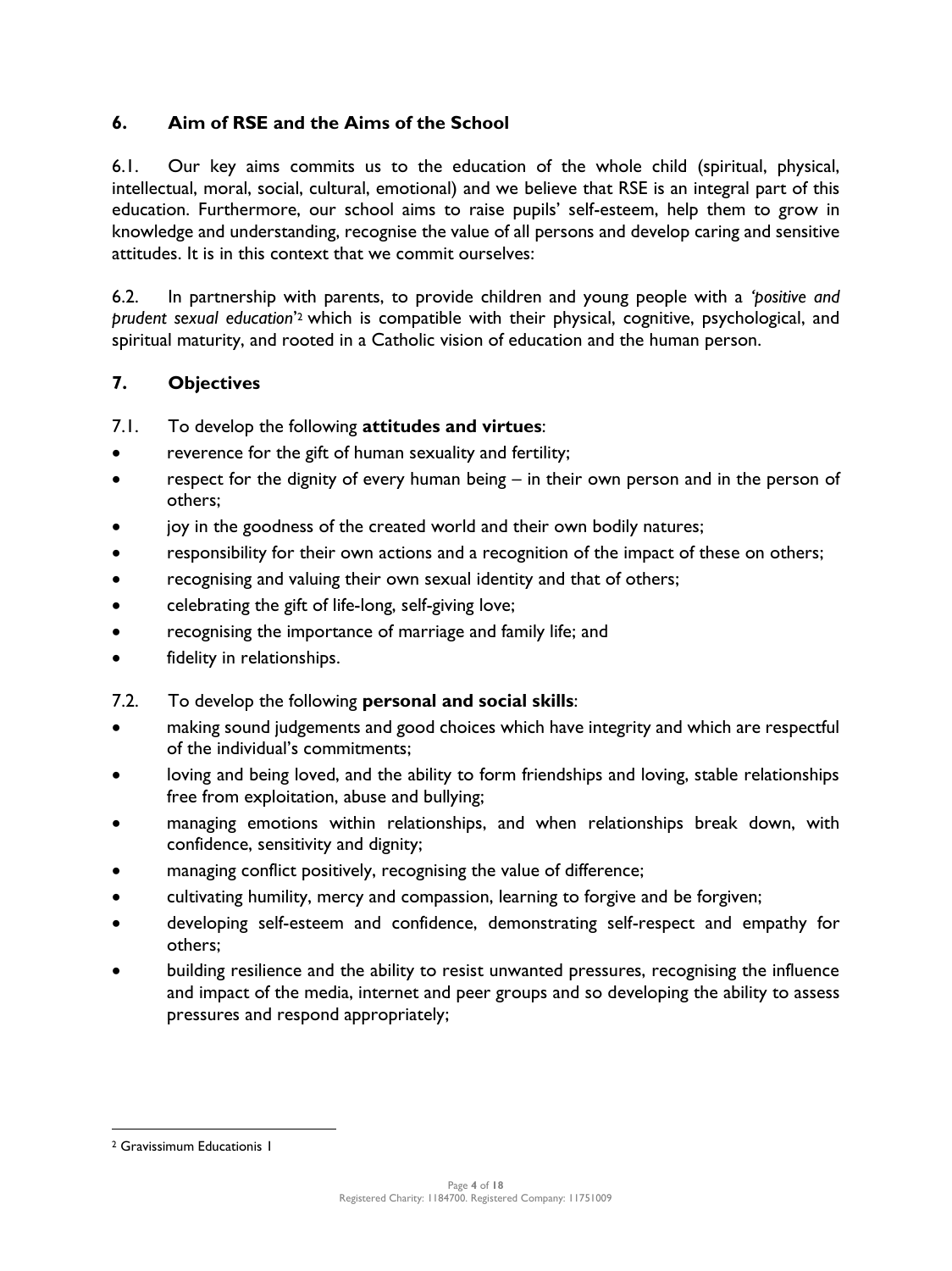## 6. Aim of RSE and the Aims of the School

6.1. Our key aims commits us to the education of the whole child (spiritual, physical, intellectual, moral, social, cultural, emotional) and we believe that RSE is an integral part of this education. Furthermore, our school aims to raise pupils' self-esteem, help them to grow in knowledge and understanding, recognise the value of all persons and develop caring and sensitive attitudes. It is in this context that we commit ourselves:

6.2. In partnership with parents, to provide children and young people with a *'positive and prudent sexual education'*[2] which is compatible with their physical, cognitive, psychological, and spiritual maturity, and rooted in a Catholic vision of education and the human person.

## 7. Objectives

7.1. To develop the following **attitudes and virtues**:

- reverence for the gift of human sexuality and fertility;
- respect for the dignity of every human being – in their own person and in the person of others;
- joy in the goodness of the created world and their own bodily natures;
- responsibility for their own actions and a recognition of the impact of these on others;
- recognising and valuing their own sexual identity and that of others;
- celebrating the gift of life-long, self-giving love;
- recognising the importance of marriage and family life; and
- fidelity in relationships.

7.2. To develop the following **personal and social skills**:

- making sound judgements and good choices which have integrity and which are respectful of the individual's commitments;
- loving and being loved, and the ability to form friendships and loving, stable relationships free from exploitation, abuse and bullying;
- managing emotions within relationships, and when relationships break down, with confidence, sensitivity and dignity;
- managing conflict positively, recognising the value of difference;
- cultivating humility, mercy and compassion, learning to forgive and be forgiven;
- developing self-esteem and confidence, demonstrating self-respect and empathy for others;
- building resilience and the ability to resist unwanted pressures, recognising the influence and impact of the media, internet and peer groups and so developing the ability to assess pressures and respond appropriately;

---

[2] Gravissimum Educationis 1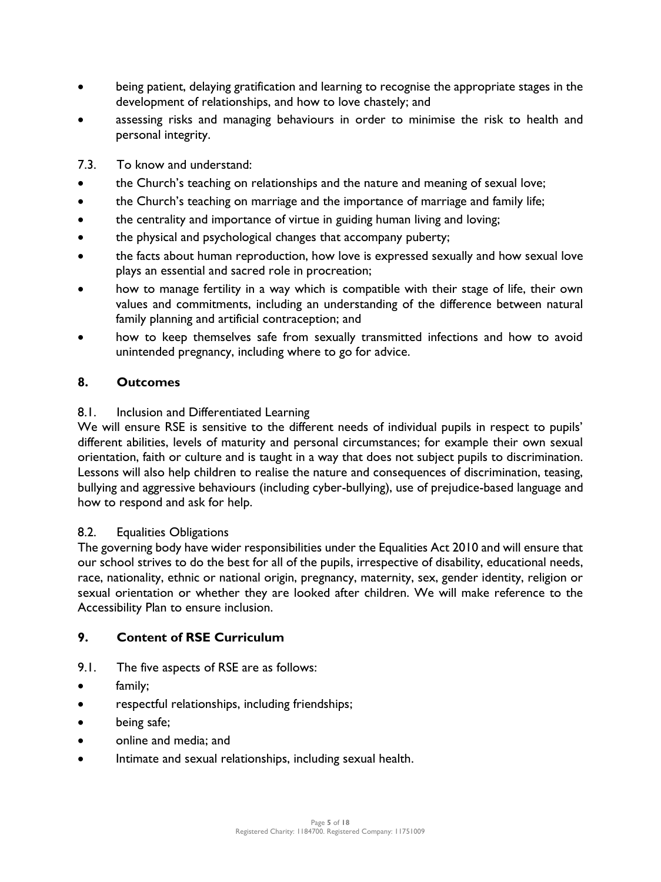- being patient, delaying gratification and learning to recognise the appropriate stages in the development of relationships, and how to love chastely; and
- assessing risks and managing behaviours in order to minimise the risk to health and personal integrity.

7.3. To know and understand:

- the Church's teaching on relationships and the nature and meaning of sexual love;
- the Church's teaching on marriage and the importance of marriage and family life;
- the centrality and importance of virtue in guiding human living and loving;
- the physical and psychological changes that accompany puberty;
- the facts about human reproduction, how love is expressed sexually and how sexual love plays an essential and sacred role in procreation;
- how to manage fertility in a way which is compatible with their stage of life, their own values and commitments, including an understanding of the difference between natural family planning and artificial contraception; and
- how to keep themselves safe from sexually transmitted infections and how to avoid unintended pregnancy, including where to go for advice.

## 8. Outcomes

8.1. Inclusion and Differentiated Learning

We will ensure RSE is sensitive to the different needs of individual pupils in respect to pupils' different abilities, levels of maturity and personal circumstances; for example their own sexual orientation, faith or culture and is taught in a way that does not subject pupils to discrimination. Lessons will also help children to realise the nature and consequences of discrimination, teasing, bullying and aggressive behaviours (including cyber-bullying), use of prejudice-based language and how to respond and ask for help.

8.2. Equalities Obligations

The governing body have wider responsibilities under the Equalities Act 2010 and will ensure that our school strives to do the best for all of the pupils, irrespective of disability, educational needs, race, nationality, ethnic or national origin, pregnancy, maternity, sex, gender identity, religion or sexual orientation or whether they are looked after children. We will make reference to the Accessibility Plan to ensure inclusion.

## 9. Content of RSE Curriculum

9.1. The five aspects of RSE are as follows:

- family;
- respectful relationships, including friendships;
- being safe;
- online and media; and
- Intimate and sexual relationships, including sexual health.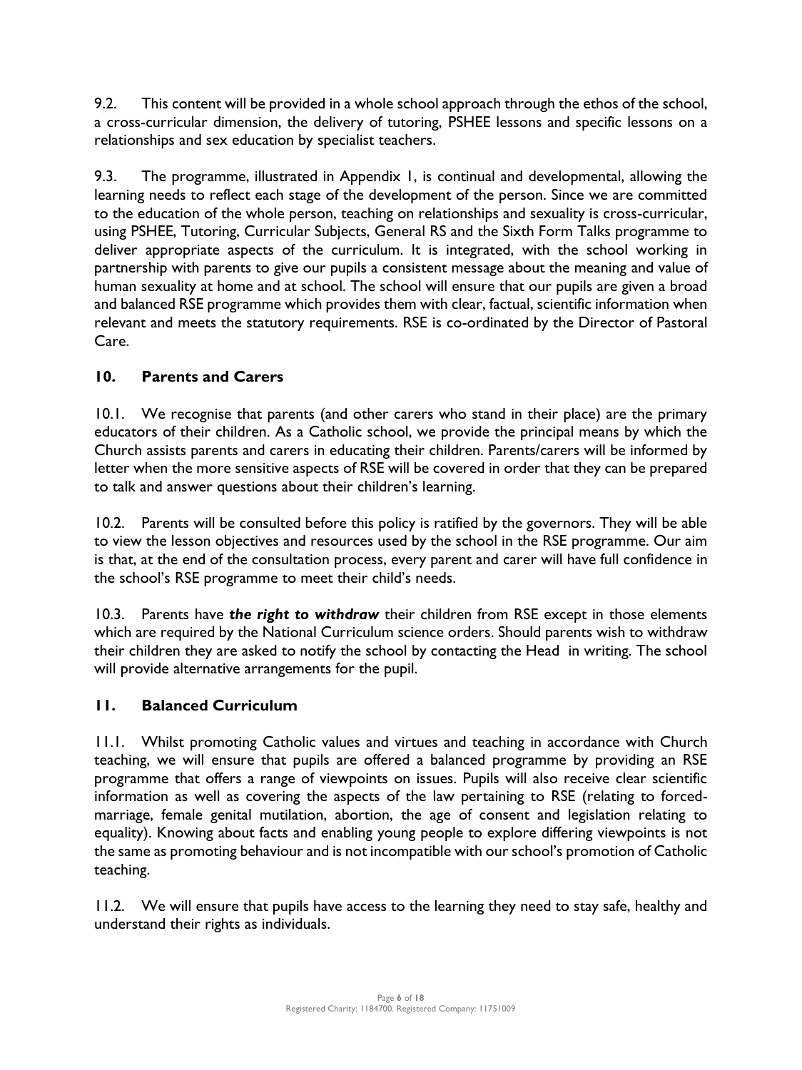9.2. This content will be provided in a whole school approach through the ethos of the school, a cross-curricular dimension, the delivery of tutoring, PSHEE lessons and specific lessons on a relationships and sex education by specialist teachers.

9.3. The programme, illustrated in Appendix 1, is continual and developmental, allowing the learning needs to reflect each stage of the development of the person. Since we are committed to the education of the whole person, teaching on relationships and sexuality is cross-curricular, using PSHEE, Tutoring, Curricular Subjects, General RS and the Sixth Form Talks programme to deliver appropriate aspects of the curriculum. It is integrated, with the school working in partnership with parents to give our pupils a consistent message about the meaning and value of human sexuality at home and at school. The school will ensure that our pupils are given a broad and balanced RSE programme which provides them with clear, factual, scientific information when relevant and meets the statutory requirements. RSE is co-ordinated by the Director of Pastoral Care.

## 10. Parents and Carers

10.1. We recognise that parents (and other carers who stand in their place) are the primary educators of their children. As a Catholic school, we provide the principal means by which the Church assists parents and carers in educating their children. Parents/carers will be informed by letter when the more sensitive aspects of RSE will be covered in order that they can be prepared to talk and answer questions about their children's learning.

10.2. Parents will be consulted before this policy is ratified by the governors. They will be able to view the lesson objectives and resources used by the school in the RSE programme. Our aim is that, at the end of the consultation process, every parent and carer will have full confidence in the school's RSE programme to meet their child's needs.

10.3. Parents have ***the right to withdraw*** their children from RSE except in those elements which are required by the National Curriculum science orders. Should parents wish to withdraw their children they are asked to notify the school by contacting the Head in writing. The school will provide alternative arrangements for the pupil.

## 11. Balanced Curriculum

11.1. Whilst promoting Catholic values and virtues and teaching in accordance with Church teaching, we will ensure that pupils are offered a balanced programme by providing an RSE programme that offers a range of viewpoints on issues. Pupils will also receive clear scientific information as well as covering the aspects of the law pertaining to RSE (relating to forced-marriage, female genital mutilation, abortion, the age of consent and legislation relating to equality). Knowing about facts and enabling young people to explore differing viewpoints is not the same as promoting behaviour and is not incompatible with our school's promotion of Catholic teaching.

11.2. We will ensure that pupils have access to the learning they need to stay safe, healthy and understand their rights as individuals.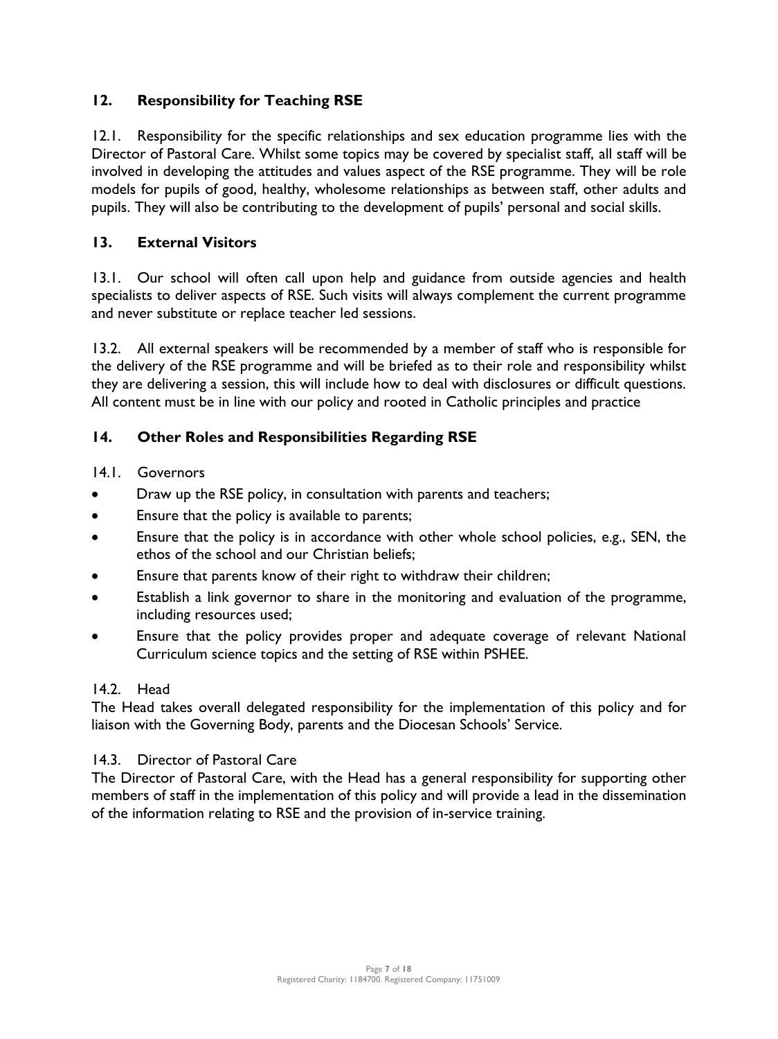## 12. Responsibility for Teaching RSE

12.1. Responsibility for the specific relationships and sex education programme lies with the Director of Pastoral Care. Whilst some topics may be covered by specialist staff, all staff will be involved in developing the attitudes and values aspect of the RSE programme. They will be role models for pupils of good, healthy, wholesome relationships as between staff, other adults and pupils. They will also be contributing to the development of pupils' personal and social skills.

## 13. External Visitors

13.1. Our school will often call upon help and guidance from outside agencies and health specialists to deliver aspects of RSE. Such visits will always complement the current programme and never substitute or replace teacher led sessions.

13.2. All external speakers will be recommended by a member of staff who is responsible for the delivery of the RSE programme and will be briefed as to their role and responsibility whilst they are delivering a session, this will include how to deal with disclosures or difficult questions. All content must be in line with our policy and rooted in Catholic principles and practice

## 14. Other Roles and Responsibilities Regarding RSE

14.1. Governors

- Draw up the RSE policy, in consultation with parents and teachers;
- Ensure that the policy is available to parents;
- Ensure that the policy is in accordance with other whole school policies, e.g., SEN, the ethos of the school and our Christian beliefs;
- Ensure that parents know of their right to withdraw their children;
- Establish a link governor to share in the monitoring and evaluation of the programme, including resources used;
- Ensure that the policy provides proper and adequate coverage of relevant National Curriculum science topics and the setting of RSE within PSHEE.

14.2. Head

The Head takes overall delegated responsibility for the implementation of this policy and for liaison with the Governing Body, parents and the Diocesan Schools' Service.

14.3. Director of Pastoral Care

The Director of Pastoral Care, with the Head has a general responsibility for supporting other members of staff in the implementation of this policy and will provide a lead in the dissemination of the information relating to RSE and the provision of in-service training.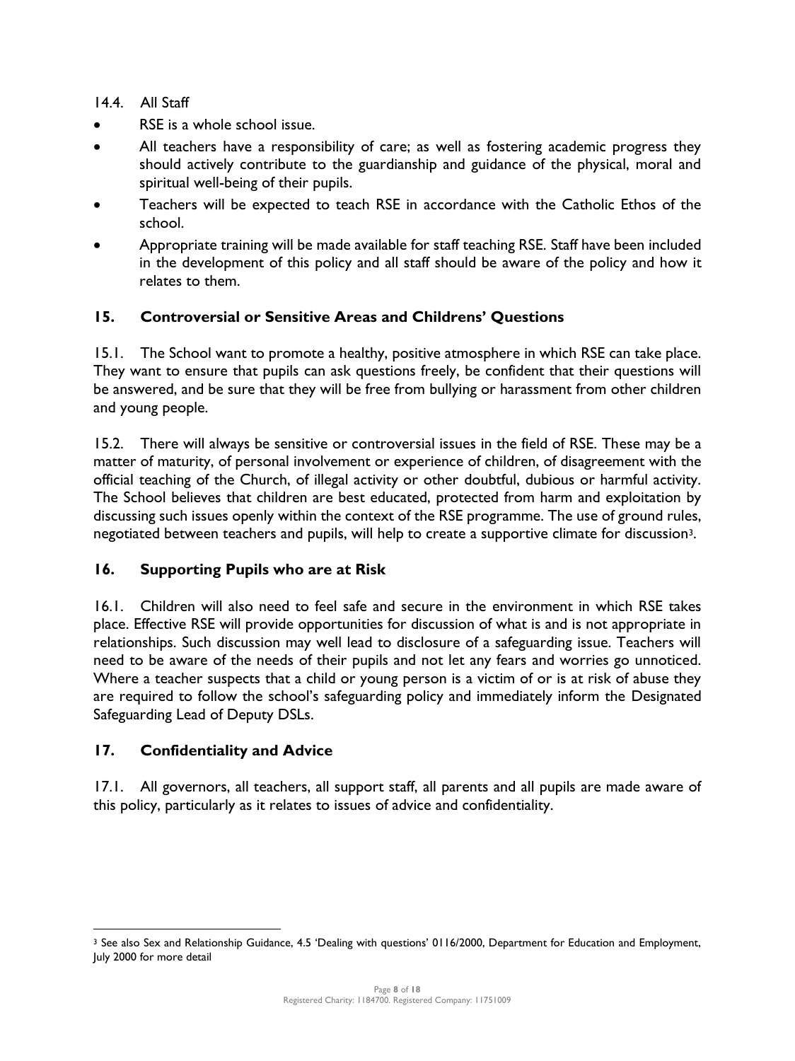14.4. All Staff

- RSE is a whole school issue.
- All teachers have a responsibility of care; as well as fostering academic progress they should actively contribute to the guardianship and guidance of the physical, moral and spiritual well-being of their pupils.
- Teachers will be expected to teach RSE in accordance with the Catholic Ethos of the school.
- Appropriate training will be made available for staff teaching RSE. Staff have been included in the development of this policy and all staff should be aware of the policy and how it relates to them.

## 15. Controversial or Sensitive Areas and Childrens' Questions

15.1. The School want to promote a healthy, positive atmosphere in which RSE can take place. They want to ensure that pupils can ask questions freely, be confident that their questions will be answered, and be sure that they will be free from bullying or harassment from other children and young people.

15.2. There will always be sensitive or controversial issues in the field of RSE. These may be a matter of maturity, of personal involvement or experience of children, of disagreement with the official teaching of the Church, of illegal activity or other doubtful, dubious or harmful activity. The School believes that children are best educated, protected from harm and exploitation by discussing such issues openly within the context of the RSE programme. The use of ground rules, negotiated between teachers and pupils, will help to create a supportive climate for discussion[3].

## 16. Supporting Pupils who are at Risk

16.1. Children will also need to feel safe and secure in the environment in which RSE takes place. Effective RSE will provide opportunities for discussion of what is and is not appropriate in relationships. Such discussion may well lead to disclosure of a safeguarding issue. Teachers will need to be aware of the needs of their pupils and not let any fears and worries go unnoticed. Where a teacher suspects that a child or young person is a victim of or is at risk of abuse they are required to follow the school's safeguarding policy and immediately inform the Designated Safeguarding Lead of Deputy DSLs.

## 17. Confidentiality and Advice

17.1. All governors, all teachers, all support staff, all parents and all pupils are made aware of this policy, particularly as it relates to issues of advice and confidentiality.

[3] See also Sex and Relationship Guidance, 4.5 'Dealing with questions' 0116/2000, Department for Education and Employment, July 2000 for more detail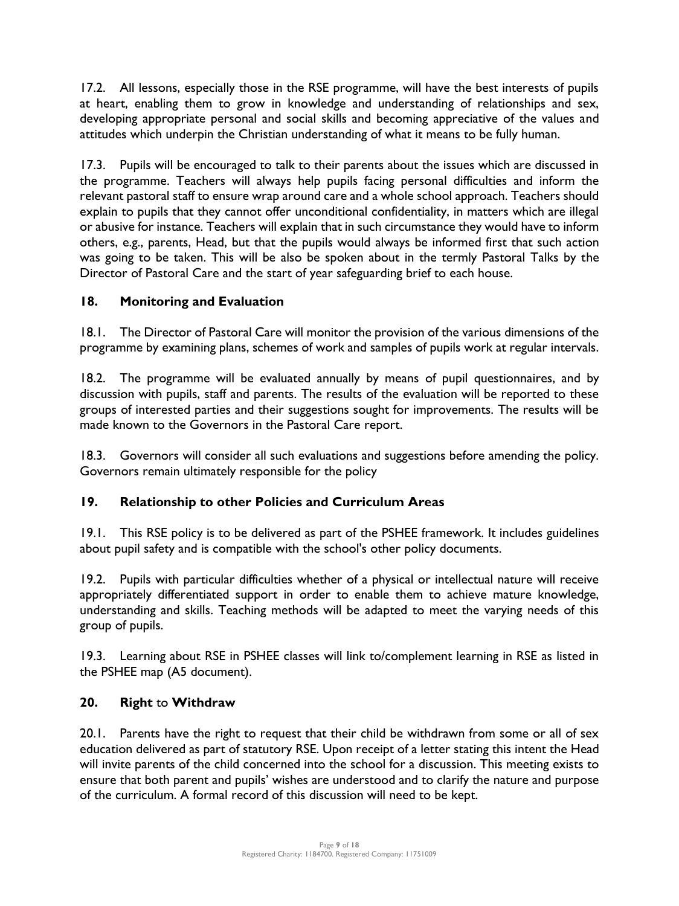17.2. All lessons, especially those in the RSE programme, will have the best interests of pupils at heart, enabling them to grow in knowledge and understanding of relationships and sex, developing appropriate personal and social skills and becoming appreciative of the values and attitudes which underpin the Christian understanding of what it means to be fully human.

17.3. Pupils will be encouraged to talk to their parents about the issues which are discussed in the programme. Teachers will always help pupils facing personal difficulties and inform the relevant pastoral staff to ensure wrap around care and a whole school approach. Teachers should explain to pupils that they cannot offer unconditional confidentiality, in matters which are illegal or abusive for instance. Teachers will explain that in such circumstance they would have to inform others, e.g., parents, Head, but that the pupils would always be informed first that such action was going to be taken. This will be also be spoken about in the termly Pastoral Talks by the Director of Pastoral Care and the start of year safeguarding brief to each house.

## 18. Monitoring and Evaluation

18.1. The Director of Pastoral Care will monitor the provision of the various dimensions of the programme by examining plans, schemes of work and samples of pupils work at regular intervals.

18.2. The programme will be evaluated annually by means of pupil questionnaires, and by discussion with pupils, staff and parents. The results of the evaluation will be reported to these groups of interested parties and their suggestions sought for improvements. The results will be made known to the Governors in the Pastoral Care report.

18.3. Governors will consider all such evaluations and suggestions before amending the policy. Governors remain ultimately responsible for the policy

## 19. Relationship to other Policies and Curriculum Areas

19.1. This RSE policy is to be delivered as part of the PSHEE framework. It includes guidelines about pupil safety and is compatible with the school's other policy documents.

19.2. Pupils with particular difficulties whether of a physical or intellectual nature will receive appropriately differentiated support in order to enable them to achieve mature knowledge, understanding and skills. Teaching methods will be adapted to meet the varying needs of this group of pupils.

19.3. Learning about RSE in PSHEE classes will link to/complement learning in RSE as listed in the PSHEE map (A5 document).

## 20. Right to Withdraw

20.1. Parents have the right to request that their child be withdrawn from some or all of sex education delivered as part of statutory RSE. Upon receipt of a letter stating this intent the Head will invite parents of the child concerned into the school for a discussion. This meeting exists to ensure that both parent and pupils' wishes are understood and to clarify the nature and purpose of the curriculum. A formal record of this discussion will need to be kept.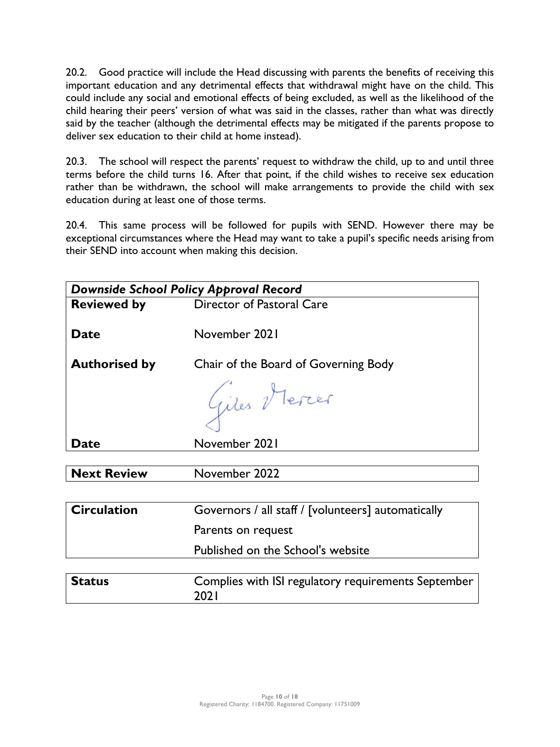20.2. Good practice will include the Head discussing with parents the benefits of receiving this important education and any detrimental effects that withdrawal might have on the child. This could include any social and emotional effects of being excluded, as well as the likelihood of the child hearing their peers' version of what was said in the classes, rather than what was directly said by the teacher (although the detrimental effects may be mitigated if the parents propose to deliver sex education to their child at home instead).

20.3. The school will respect the parents' request to withdraw the child, up to and until three terms before the child turns 16. After that point, if the child wishes to receive sex education rather than be withdrawn, the school will make arrangements to provide the child with sex education during at least one of those terms.

20.4. This same process will be followed for pupils with SEND. However there may be exceptional circumstances where the Head may want to take a pupil's specific needs arising from their SEND into account when making this decision.

| ***Downside School Policy Approval Record*** | |
|---|---|
| **Reviewed by** | Director of Pastoral Care |
| **Date** | November 2021 |
| **Authorised by** | Chair of the Board of Governing Body<br>Giles Mercer |
| **Date** | November 2021 |

| **Next Review** | November 2022 |
|---|---|

| **Circulation** | Governors / all staff / [volunteers] automatically<br>Parents on request<br>Published on the School's website |
|---|---|

| **Status** | Complies with ISI regulatory requirements September 2021 |
|---|---|

Registered Charity: 1184700. Registered Company: 11751009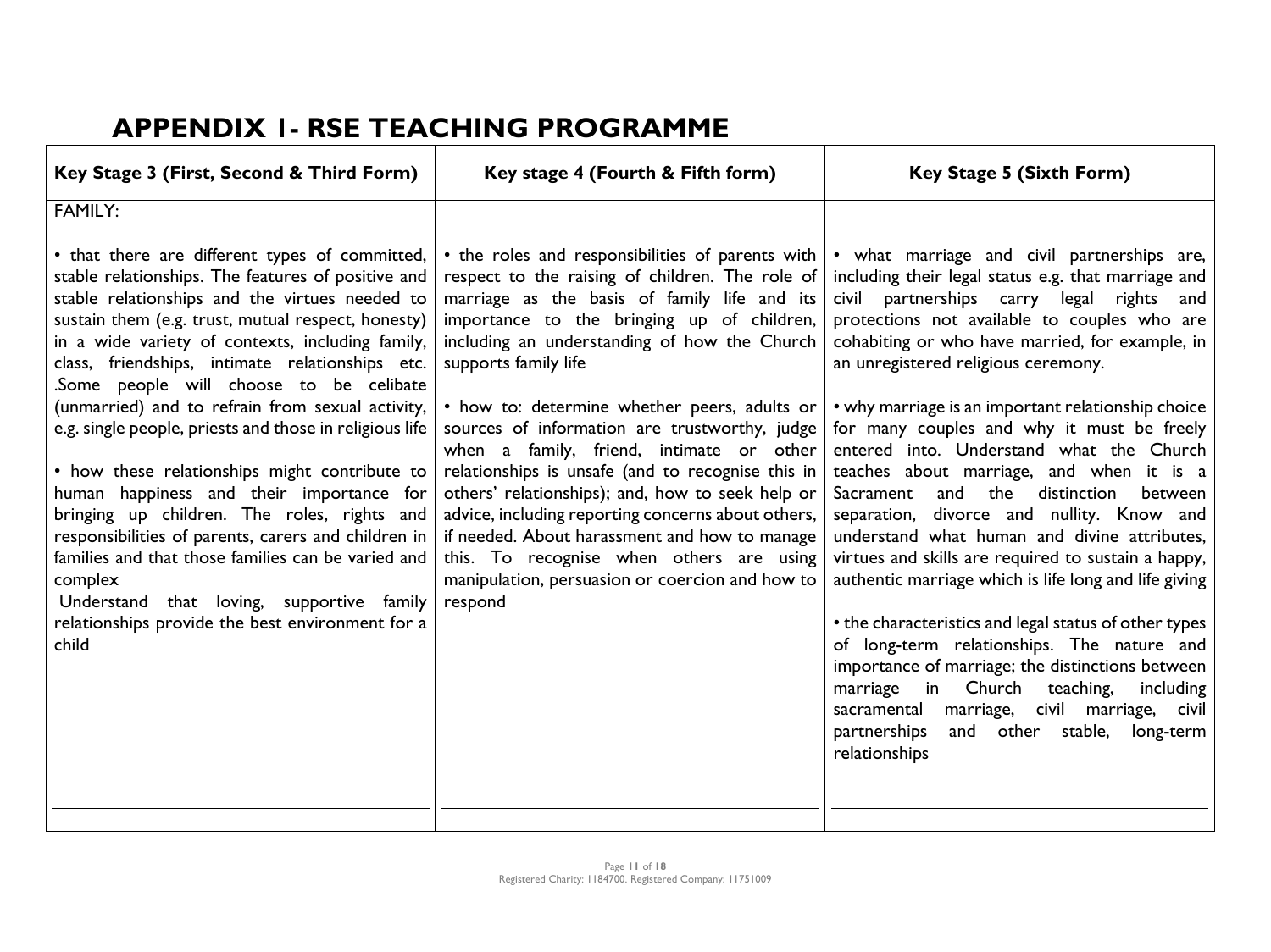# APPENDIX 1- RSE TEACHING PROGRAMME

| Key Stage 3 (First, Second & Third Form) | Key stage 4 (Fourth & Fifth form) | Key Stage 5 (Sixth Form) |
|---|---|---|
| FAMILY:<br><br>• that there are different types of committed, stable relationships. The features of positive and stable relationships and the virtues needed to sustain them (e.g. trust, mutual respect, honesty) in a wide variety of contexts, including family, class, friendships, intimate relationships etc. .Some people will choose to be celibate (unmarried) and to refrain from sexual activity, e.g. single people, priests and those in religious life<br><br>• how these relationships might contribute to human happiness and their importance for bringing up children. The roles, rights and responsibilities of parents, carers and children in families and that those families can be varied and complex<br>Understand that loving, supportive family relationships provide the best environment for a child | • the roles and responsibilities of parents with respect to the raising of children. The role of marriage as the basis of family life and its importance to the bringing up of children, including an understanding of how the Church supports family life<br><br>• how to: determine whether peers, adults or sources of information are trustworthy, judge when a family, friend, intimate or other relationships is unsafe (and to recognise this in others' relationships); and, how to seek help or advice, including reporting concerns about others, if needed. About harassment and how to manage this. To recognise when others are using manipulation, persuasion or coercion and how to respond | • what marriage and civil partnerships are, including their legal status e.g. that marriage and civil partnerships carry legal rights and protections not available to couples who are cohabiting or who have married, for example, in an unregistered religious ceremony.<br><br>• why marriage is an important relationship choice for many couples and why it must be freely entered into. Understand what the Church teaches about marriage, and when it is a Sacrament and the distinction between separation, divorce and nullity. Know and understand what human and divine attributes, virtues and skills are required to sustain a happy, authentic marriage which is life long and life giving<br><br>• the characteristics and legal status of other types of long-term relationships. The nature and importance of marriage; the distinctions between marriage in Church teaching, including sacramental marriage, civil marriage, civil partnerships and other stable, long-term relationships |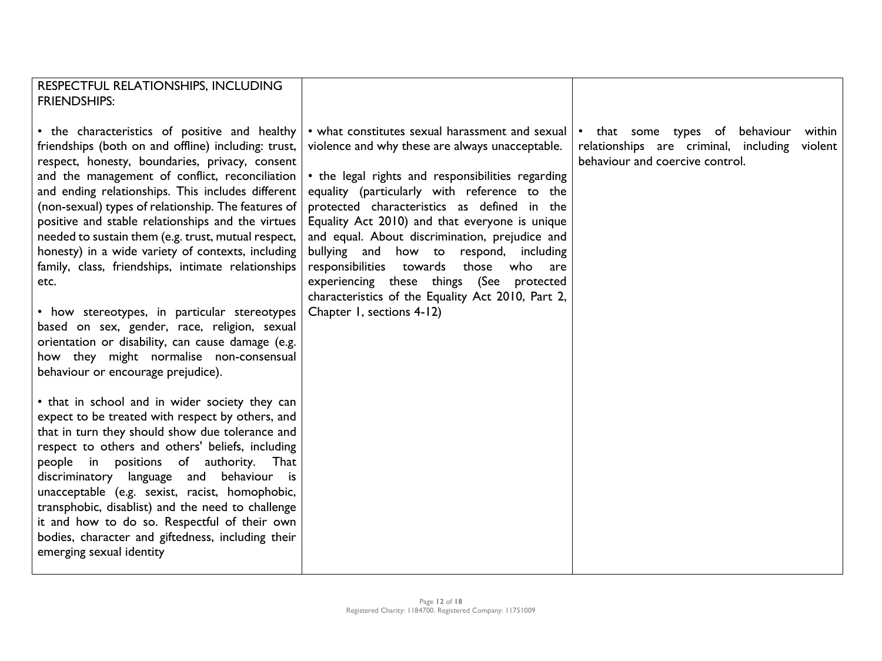| RESPECTFUL RELATIONSHIPS, INCLUDING FRIENDSHIPS: | | |
|---|---|---|
| • the characteristics of positive and healthy friendships (both on and offline) including: trust, respect, honesty, boundaries, privacy, consent and the management of conflict, reconciliation and ending relationships. This includes different (non-sexual) types of relationship. The features of positive and stable relationships and the virtues needed to sustain them (e.g. trust, mutual respect, honesty) in a wide variety of contexts, including family, class, friendships, intimate relationships etc.<br><br>• how stereotypes, in particular stereotypes based on sex, gender, race, religion, sexual orientation or disability, can cause damage (e.g. how they might normalise non-consensual behaviour or encourage prejudice).<br><br>• that in school and in wider society they can expect to be treated with respect by others, and that in turn they should show due tolerance and respect to others and others' beliefs, including people in positions of authority. That discriminatory language and behaviour is unacceptable (e.g. sexist, racist, homophobic, transphobic, disablist) and the need to challenge it and how to do so. Respectful of their own bodies, character and giftedness, including their emerging sexual identity | • what constitutes sexual harassment and sexual violence and why these are always unacceptable.<br><br>• the legal rights and responsibilities regarding equality (particularly with reference to the protected characteristics as defined in the Equality Act 2010) and that everyone is unique and equal. About discrimination, prejudice and bullying and how to respond, including responsibilities towards those who are experiencing these things (See protected characteristics of the Equality Act 2010, Part 2, Chapter 1, sections 4-12) | • that some types of behaviour within relationships are criminal, including violent behaviour and coercive control. |

Registered Charity: 1184700. Registered Company: 11751009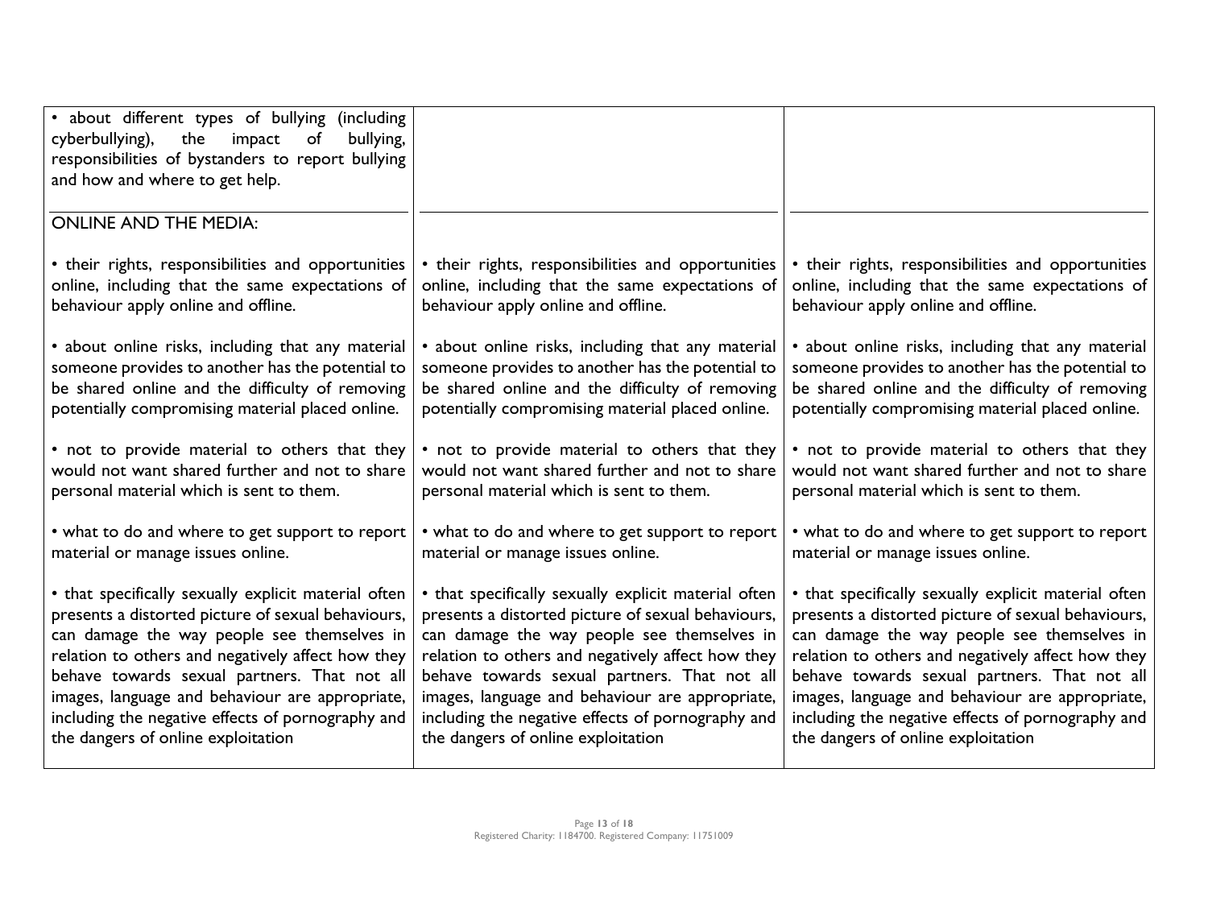| | | |
|---|---|---|
| • about different types of bullying (including cyberbullying), the impact of bullying, responsibilities of bystanders to report bullying and how and where to get help. | | |
| ONLINE AND THE MEDIA:<br><br>• their rights, responsibilities and opportunities online, including that the same expectations of behaviour apply online and offline.<br><br>• about online risks, including that any material someone provides to another has the potential to be shared online and the difficulty of removing potentially compromising material placed online.<br><br>• not to provide material to others that they would not want shared further and not to share personal material which is sent to them.<br><br>• what to do and where to get support to report material or manage issues online.<br><br>• that specifically sexually explicit material often presents a distorted picture of sexual behaviours, can damage the way people see themselves in relation to others and negatively affect how they behave towards sexual partners. That not all images, language and behaviour are appropriate, including the negative effects of pornography and the dangers of online exploitation | • their rights, responsibilities and opportunities online, including that the same expectations of behaviour apply online and offline.<br><br>• about online risks, including that any material someone provides to another has the potential to be shared online and the difficulty of removing potentially compromising material placed online.<br><br>• not to provide material to others that they would not want shared further and not to share personal material which is sent to them.<br><br>• what to do and where to get support to report material or manage issues online.<br><br>• that specifically sexually explicit material often presents a distorted picture of sexual behaviours, can damage the way people see themselves in relation to others and negatively affect how they behave towards sexual partners. That not all images, language and behaviour are appropriate, including the negative effects of pornography and the dangers of online exploitation | • their rights, responsibilities and opportunities online, including that the same expectations of behaviour apply online and offline.<br><br>• about online risks, including that any material someone provides to another has the potential to be shared online and the difficulty of removing potentially compromising material placed online.<br><br>• not to provide material to others that they would not want shared further and not to share personal material which is sent to them.<br><br>• what to do and where to get support to report material or manage issues online.<br><br>• that specifically sexually explicit material often presents a distorted picture of sexual behaviours, can damage the way people see themselves in relation to others and negatively affect how they behave towards sexual partners. That not all images, language and behaviour are appropriate, including the negative effects of pornography and the dangers of online exploitation |

Registered Charity: 1184700. Registered Company: 11751009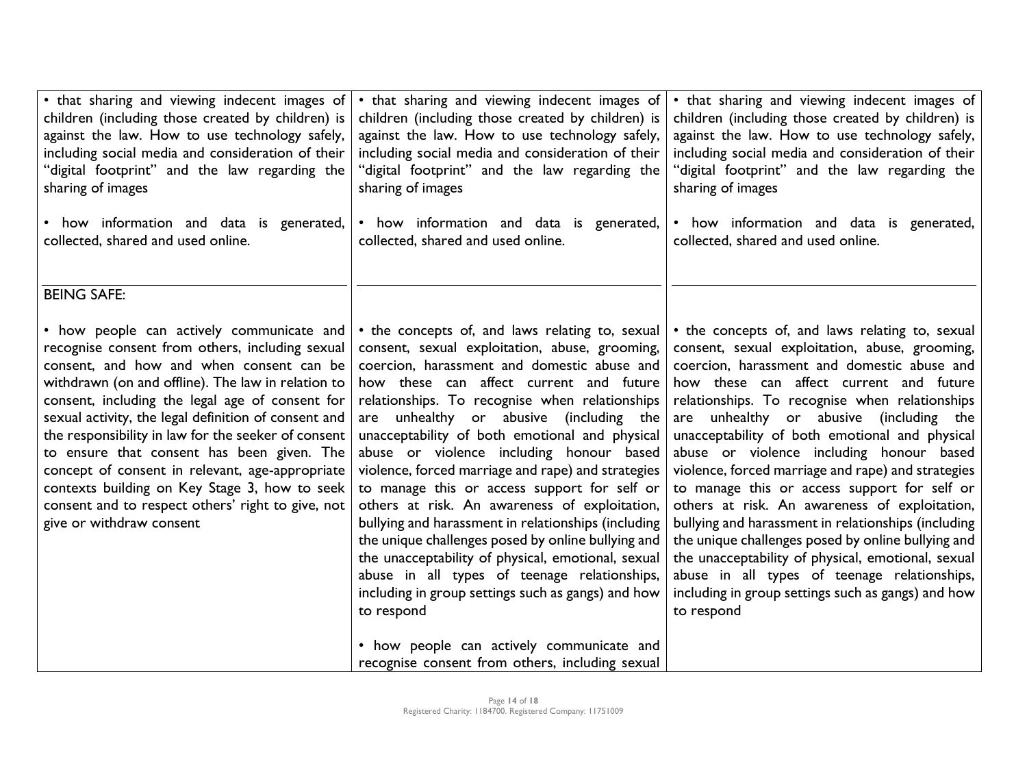| | | |
|---|---|---|
| • that sharing and viewing indecent images of children (including those created by children) is against the law. How to use technology safely, including social media and consideration of their "digital footprint" and the law regarding the sharing of images<br><br>• how information and data is generated, collected, shared and used online. | • that sharing and viewing indecent images of children (including those created by children) is against the law. How to use technology safely, including social media and consideration of their "digital footprint" and the law regarding the sharing of images<br><br>• how information and data is generated, collected, shared and used online. | • that sharing and viewing indecent images of children (including those created by children) is against the law. How to use technology safely, including social media and consideration of their "digital footprint" and the law regarding the sharing of images<br><br>• how information and data is generated, collected, shared and used online. |
| BEING SAFE:<br><br>• how people can actively communicate and recognise consent from others, including sexual consent, and how and when consent can be withdrawn (on and offline). The law in relation to consent, including the legal age of consent for sexual activity, the legal definition of consent and the responsibility in law for the seeker of consent to ensure that consent has been given. The concept of consent in relevant, age-appropriate contexts building on Key Stage 3, how to seek consent and to respect others' right to give, not give or withdraw consent | • the concepts of, and laws relating to, sexual consent, sexual exploitation, abuse, grooming, coercion, harassment and domestic abuse and how these can affect current and future relationships. To recognise when relationships are unhealthy or abusive (including the unacceptability of both emotional and physical abuse or violence including honour based violence, forced marriage and rape) and strategies to manage this or access support for self or others at risk. An awareness of exploitation, bullying and harassment in relationships (including the unique challenges posed by online bullying and the unacceptability of physical, emotional, sexual abuse in all types of teenage relationships, including in group settings such as gangs) and how to respond<br><br>• how people can actively communicate and recognise consent from others, including sexual | • the concepts of, and laws relating to, sexual consent, sexual exploitation, abuse, grooming, coercion, harassment and domestic abuse and how these can affect current and future relationships. To recognise when relationships are unhealthy or abusive (including the unacceptability of both emotional and physical abuse or violence including honour based violence, forced marriage and rape) and strategies to manage this or access support for self or others at risk. An awareness of exploitation, bullying and harassment in relationships (including the unique challenges posed by online bullying and the unacceptability of physical, emotional, sexual abuse in all types of teenage relationships, including in group settings such as gangs) and how to respond |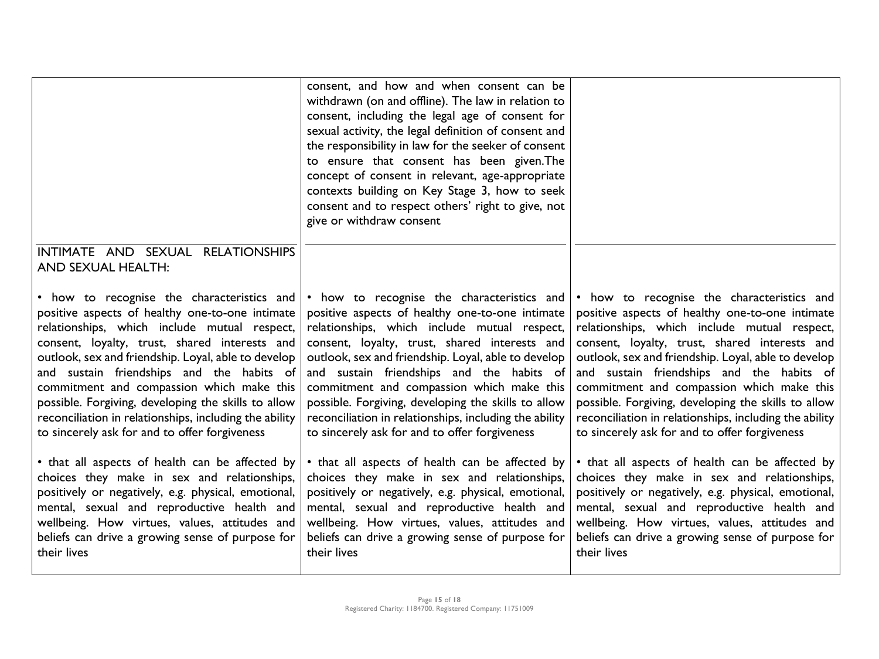| | | |
|---|---|---|
| | consent, and how and when consent can be withdrawn (on and offline). The law in relation to consent, including the legal age of consent for sexual activity, the legal definition of consent and the responsibility in law for the seeker of consent to ensure that consent has been given.The concept of consent in relevant, age-appropriate contexts building on Key Stage 3, how to seek consent and to respect others' right to give, not give or withdraw consent | |
| INTIMATE AND SEXUAL RELATIONSHIPS AND SEXUAL HEALTH: | | |
| • how to recognise the characteristics and positive aspects of healthy one-to-one intimate relationships, which include mutual respect, consent, loyalty, trust, shared interests and outlook, sex and friendship. Loyal, able to develop and sustain friendships and the habits of commitment and compassion which make this possible. Forgiving, developing the skills to allow reconciliation in relationships, including the ability to sincerely ask for and to offer forgiveness<br><br>• that all aspects of health can be affected by choices they make in sex and relationships, positively or negatively, e.g. physical, emotional, mental, sexual and reproductive health and wellbeing. How virtues, values, attitudes and beliefs can drive a growing sense of purpose for their lives | • how to recognise the characteristics and positive aspects of healthy one-to-one intimate relationships, which include mutual respect, consent, loyalty, trust, shared interests and outlook, sex and friendship. Loyal, able to develop and sustain friendships and the habits of commitment and compassion which make this possible. Forgiving, developing the skills to allow reconciliation in relationships, including the ability to sincerely ask for and to offer forgiveness<br><br>• that all aspects of health can be affected by choices they make in sex and relationships, positively or negatively, e.g. physical, emotional, mental, sexual and reproductive health and wellbeing. How virtues, values, attitudes and beliefs can drive a growing sense of purpose for their lives | • how to recognise the characteristics and positive aspects of healthy one-to-one intimate relationships, which include mutual respect, consent, loyalty, trust, shared interests and outlook, sex and friendship. Loyal, able to develop and sustain friendships and the habits of commitment and compassion which make this possible. Forgiving, developing the skills to allow reconciliation in relationships, including the ability to sincerely ask for and to offer forgiveness<br><br>• that all aspects of health can be affected by choices they make in sex and relationships, positively or negatively, e.g. physical, emotional, mental, sexual and reproductive health and wellbeing. How virtues, values, attitudes and beliefs can drive a growing sense of purpose for their lives |

Registered Charity: 1184700. Registered Company: 11751009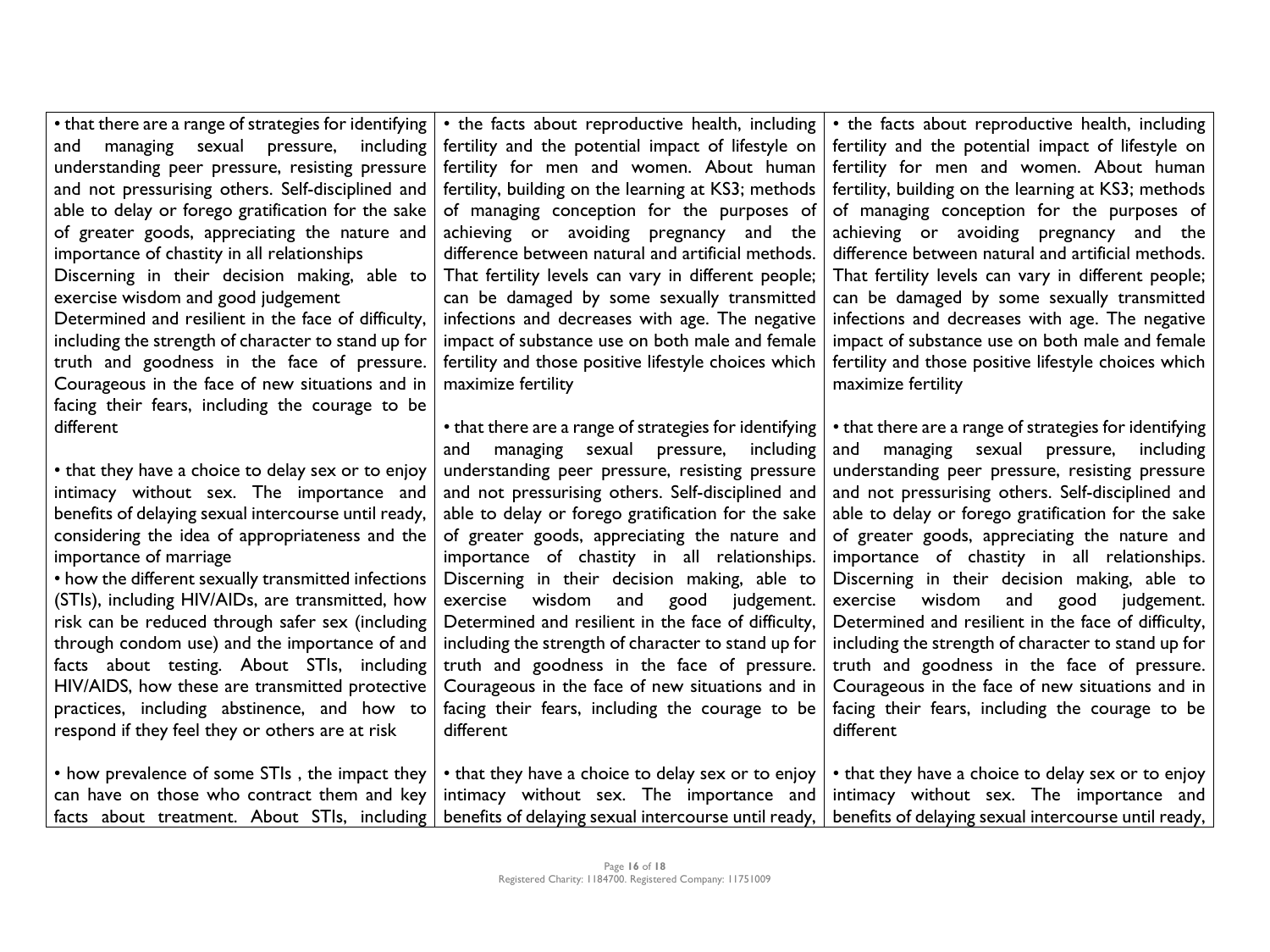| | | |
|---|---|---|
| • that there are a range of strategies for identifying and managing sexual pressure, including understanding peer pressure, resisting pressure and not pressurising others. Self-disciplined and able to delay or forego gratification for the sake of greater goods, appreciating the nature and importance of chastity in all relationships<br>Discerning in their decision making, able to exercise wisdom and good judgement<br>Determined and resilient in the face of difficulty, including the strength of character to stand up for truth and goodness in the face of pressure. Courageous in the face of new situations and in facing their fears, including the courage to be different<br><br>• that they have a choice to delay sex or to enjoy intimacy without sex. The importance and benefits of delaying sexual intercourse until ready, considering the idea of appropriateness and the importance of marriage<br>• how the different sexually transmitted infections (STIs), including HIV/AIDs, are transmitted, how risk can be reduced through safer sex (including through condom use) and the importance of and facts about testing. About STIs, including HIV/AIDS, how these are transmitted protective practices, including abstinence, and how to respond if they feel they or others are at risk<br><br>• how prevalence of some STIs , the impact they can have on those who contract them and key facts about treatment. About STIs, including | • the facts about reproductive health, including fertility and the potential impact of lifestyle on fertility for men and women. About human fertility, building on the learning at KS3; methods of managing conception for the purposes of achieving or avoiding pregnancy and the difference between natural and artificial methods. That fertility levels can vary in different people; can be damaged by some sexually transmitted infections and decreases with age. The negative impact of substance use on both male and female fertility and those positive lifestyle choices which maximize fertility<br><br>• that there are a range of strategies for identifying and managing sexual pressure, including understanding peer pressure, resisting pressure and not pressurising others. Self-disciplined and able to delay or forego gratification for the sake of greater goods, appreciating the nature and importance of chastity in all relationships. Discerning in their decision making, able to exercise wisdom and good judgement. Determined and resilient in the face of difficulty, including the strength of character to stand up for truth and goodness in the face of pressure. Courageous in the face of new situations and in facing their fears, including the courage to be different<br><br>• that they have a choice to delay sex or to enjoy intimacy without sex. The importance and benefits of delaying sexual intercourse until ready, | • the facts about reproductive health, including fertility and the potential impact of lifestyle on fertility for men and women. About human fertility, building on the learning at KS3; methods of managing conception for the purposes of achieving or avoiding pregnancy and the difference between natural and artificial methods. That fertility levels can vary in different people; can be damaged by some sexually transmitted infections and decreases with age. The negative impact of substance use on both male and female fertility and those positive lifestyle choices which maximize fertility<br><br>• that there are a range of strategies for identifying and managing sexual pressure, including understanding peer pressure, resisting pressure and not pressurising others. Self-disciplined and able to delay or forego gratification for the sake of greater goods, appreciating the nature and importance of chastity in all relationships. Discerning in their decision making, able to exercise wisdom and good judgement. Determined and resilient in the face of difficulty, including the strength of character to stand up for truth and goodness in the face of pressure. Courageous in the face of new situations and in facing their fears, including the courage to be different<br><br>• that they have a choice to delay sex or to enjoy intimacy without sex. The importance and benefits of delaying sexual intercourse until ready, |

Registered Charity: 1184700. Registered Company: 11751009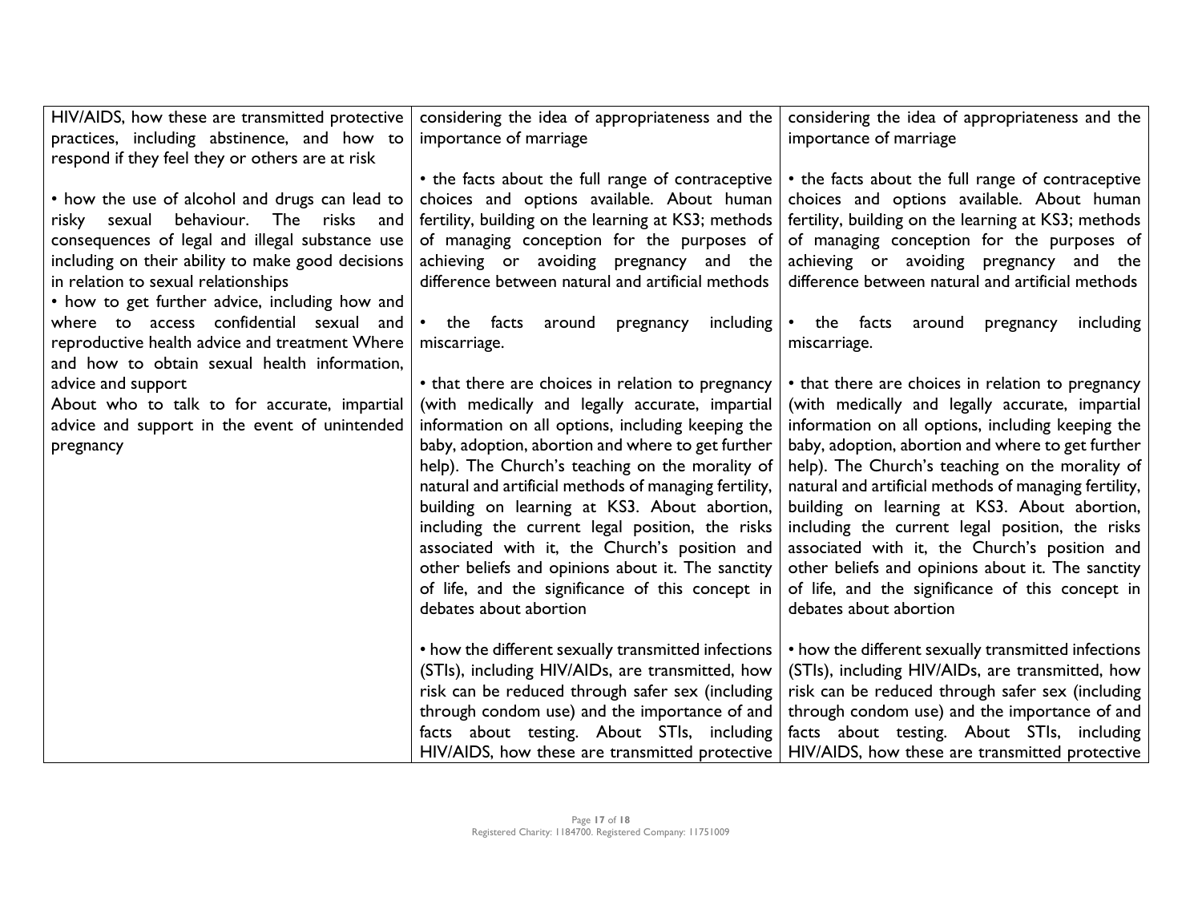| | | |
|---|---|---|
| HIV/AIDS, how these are transmitted protective practices, including abstinence, and how to respond if they feel they or others are at risk<br><br>• how the use of alcohol and drugs can lead to risky sexual behaviour. The risks and consequences of legal and illegal substance use including on their ability to make good decisions in relation to sexual relationships<br>• how to get further advice, including how and where to access confidential sexual and reproductive health advice and treatment Where and how to obtain sexual health information, advice and support<br>About who to talk to for accurate, impartial advice and support in the event of unintended pregnancy | considering the idea of appropriateness and the importance of marriage<br><br>• the facts about the full range of contraceptive choices and options available. About human fertility, building on the learning at KS3; methods of managing conception for the purposes of achieving or avoiding pregnancy and the difference between natural and artificial methods<br><br>• the facts around pregnancy including miscarriage.<br><br>• that there are choices in relation to pregnancy (with medically and legally accurate, impartial information on all options, including keeping the baby, adoption, abortion and where to get further help). The Church's teaching on the morality of natural and artificial methods of managing fertility, building on learning at KS3. About abortion, including the current legal position, the risks associated with it, the Church's position and other beliefs and opinions about it. The sanctity of life, and the significance of this concept in debates about abortion<br><br>• how the different sexually transmitted infections (STIs), including HIV/AIDs, are transmitted, how risk can be reduced through safer sex (including through condom use) and the importance of and facts about testing. About STIs, including HIV/AIDS, how these are transmitted protective | considering the idea of appropriateness and the importance of marriage<br><br>• the facts about the full range of contraceptive choices and options available. About human fertility, building on the learning at KS3; methods of managing conception for the purposes of achieving or avoiding pregnancy and the difference between natural and artificial methods<br><br>• the facts around pregnancy including miscarriage.<br><br>• that there are choices in relation to pregnancy (with medically and legally accurate, impartial information on all options, including keeping the baby, adoption, abortion and where to get further help). The Church's teaching on the morality of natural and artificial methods of managing fertility, building on learning at KS3. About abortion, including the current legal position, the risks associated with it, the Church's position and other beliefs and opinions about it. The sanctity of life, and the significance of this concept in debates about abortion<br><br>• how the different sexually transmitted infections (STIs), including HIV/AIDs, are transmitted, how risk can be reduced through safer sex (including through condom use) and the importance of and facts about testing. About STIs, including HIV/AIDS, how these are transmitted protective |

Registered Charity: 1184700. Registered Company: 11751009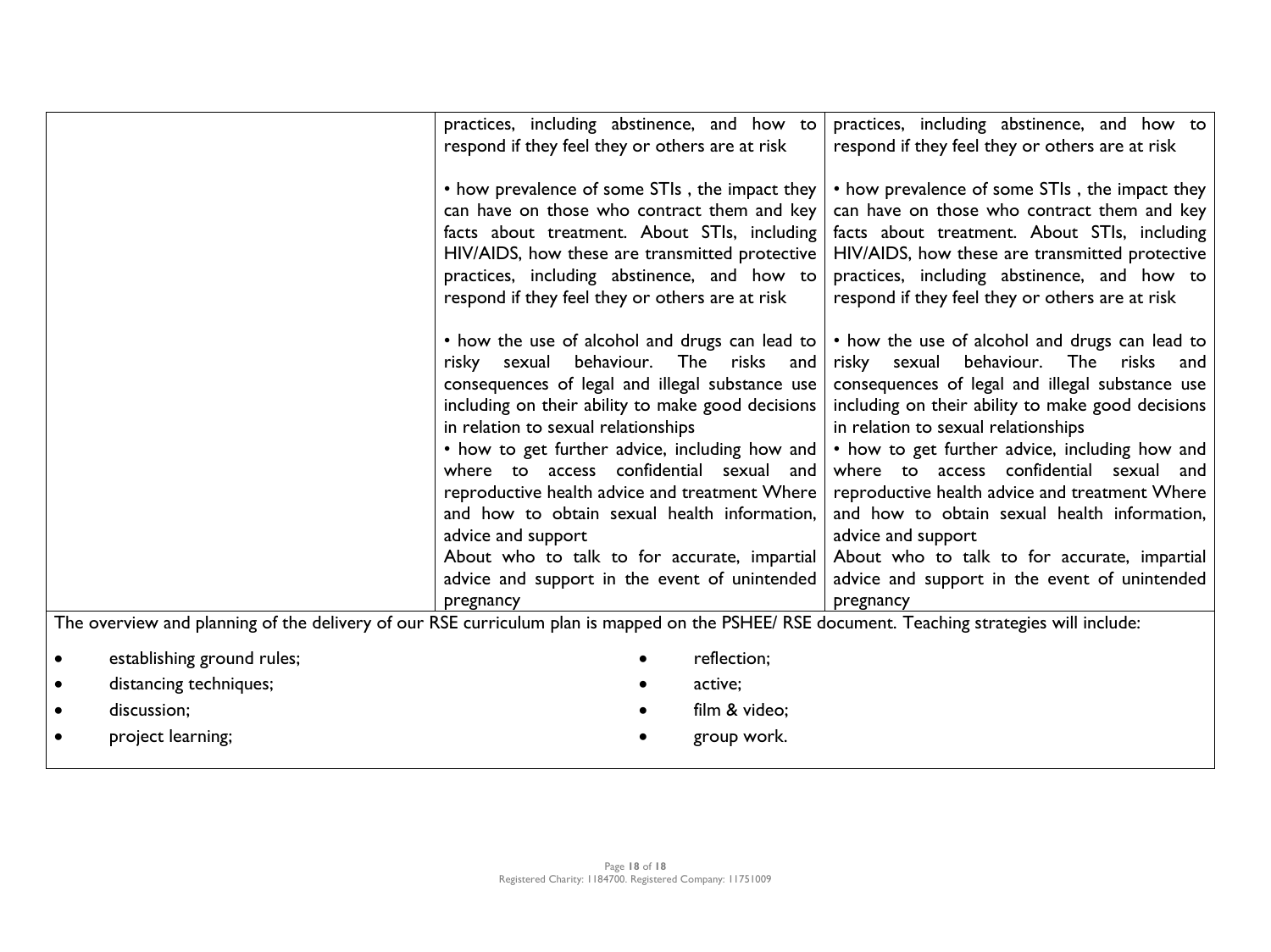| | | |
|---|---|---|
| | practices, including abstinence, and how to respond if they feel they or others are at risk<br><br>• how prevalence of some STIs , the impact they can have on those who contract them and key facts about treatment. About STIs, including HIV/AIDS, how these are transmitted protective practices, including abstinence, and how to respond if they feel they or others are at risk<br><br>• how the use of alcohol and drugs can lead to risky sexual behaviour. The risks and consequences of legal and illegal substance use including on their ability to make good decisions in relation to sexual relationships<br>• how to get further advice, including how and where to access confidential sexual and reproductive health advice and treatment Where and how to obtain sexual health information, advice and support<br>About who to talk to for accurate, impartial advice and support in the event of unintended pregnancy | practices, including abstinence, and how to respond if they feel they or others are at risk<br><br>• how prevalence of some STIs , the impact they can have on those who contract them and key facts about treatment. About STIs, including HIV/AIDS, how these are transmitted protective practices, including abstinence, and how to respond if they feel they or others are at risk<br><br>• how the use of alcohol and drugs can lead to risky sexual behaviour. The risks and consequences of legal and illegal substance use including on their ability to make good decisions in relation to sexual relationships<br>• how to get further advice, including how and where to access confidential sexual and reproductive health advice and treatment Where and how to obtain sexual health information, advice and support<br>About who to talk to for accurate, impartial advice and support in the event of unintended pregnancy |

The overview and planning of the delivery of our RSE curriculum plan is mapped on the PSHEE/ RSE document. Teaching strategies will include:

- establishing ground rules;
- distancing techniques;
- discussion;
- project learning;
- reflection;
- active;
- film & video;
- group work.

Registered Charity: 1184700. Registered Company: 11751009